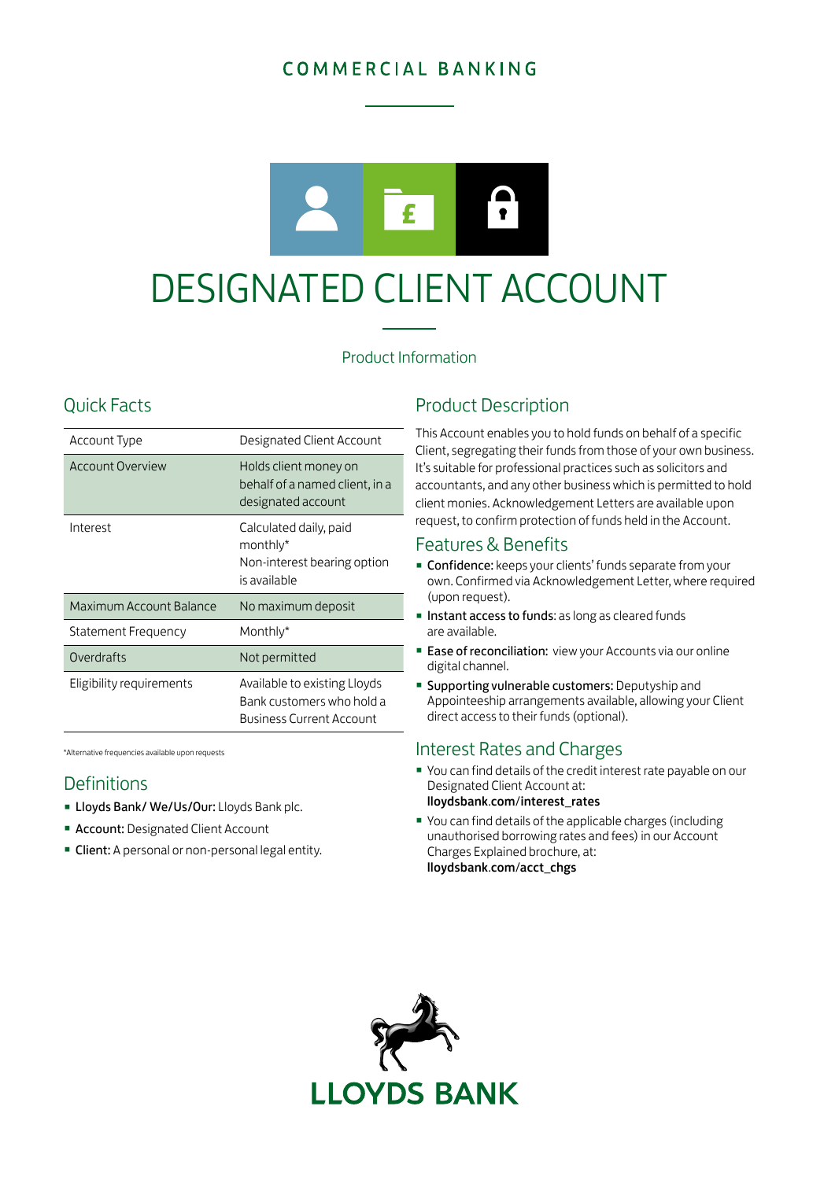COMMERCIAL BANKING

# DESIGNATED CLIENT ACCOUNT

Product Information

## Quick Facts

| | |
|---|---|
| Account Type | Designated Client Account |
| Account Overview | Holds client money on behalf of a named client, in a designated account |
| Interest | Calculated daily, paid monthly*<br>Non-interest bearing option is available |
| Maximum Account Balance | No maximum deposit |
| Statement Frequency | Monthly* |
| Overdrafts | Not permitted |
| Eligibility requirements | Available to existing Lloyds Bank customers who hold a Business Current Account |

*Alternative frequencies available upon requests

## Definitions

- **Lloyds Bank/ We/Us/Our:** Lloyds Bank plc.
- **Account:** Designated Client Account
- **Client:** A personal or non-personal legal entity.

## Product Description

This Account enables you to hold funds on behalf of a specific Client, segregating their funds from those of your own business. It's suitable for professional practices such as solicitors and accountants, and any other business which is permitted to hold client monies. Acknowledgement Letters are available upon request, to confirm protection of funds held in the Account.

## Features & Benefits

- **Confidence:** keeps your clients' funds separate from your own. Confirmed via Acknowledgement Letter, where required (upon request).
- **Instant access to funds**: as long as cleared funds are available.
- **Ease of reconciliation:** view your Accounts via our online digital channel.
- **Supporting vulnerable customers:** Deputyship and Appointeeship arrangements available, allowing your Client direct access to their funds (optional).

## Interest Rates and Charges

- You can find details of the credit interest rate payable on our Designated Client Account at: **lloydsbank.com/interest_rates**
- You can find details of the applicable charges (including unauthorised borrowing rates and fees) in our Account Charges Explained brochure, at: **lloydsbank.com/acct_chgs**

LLOYDS BANK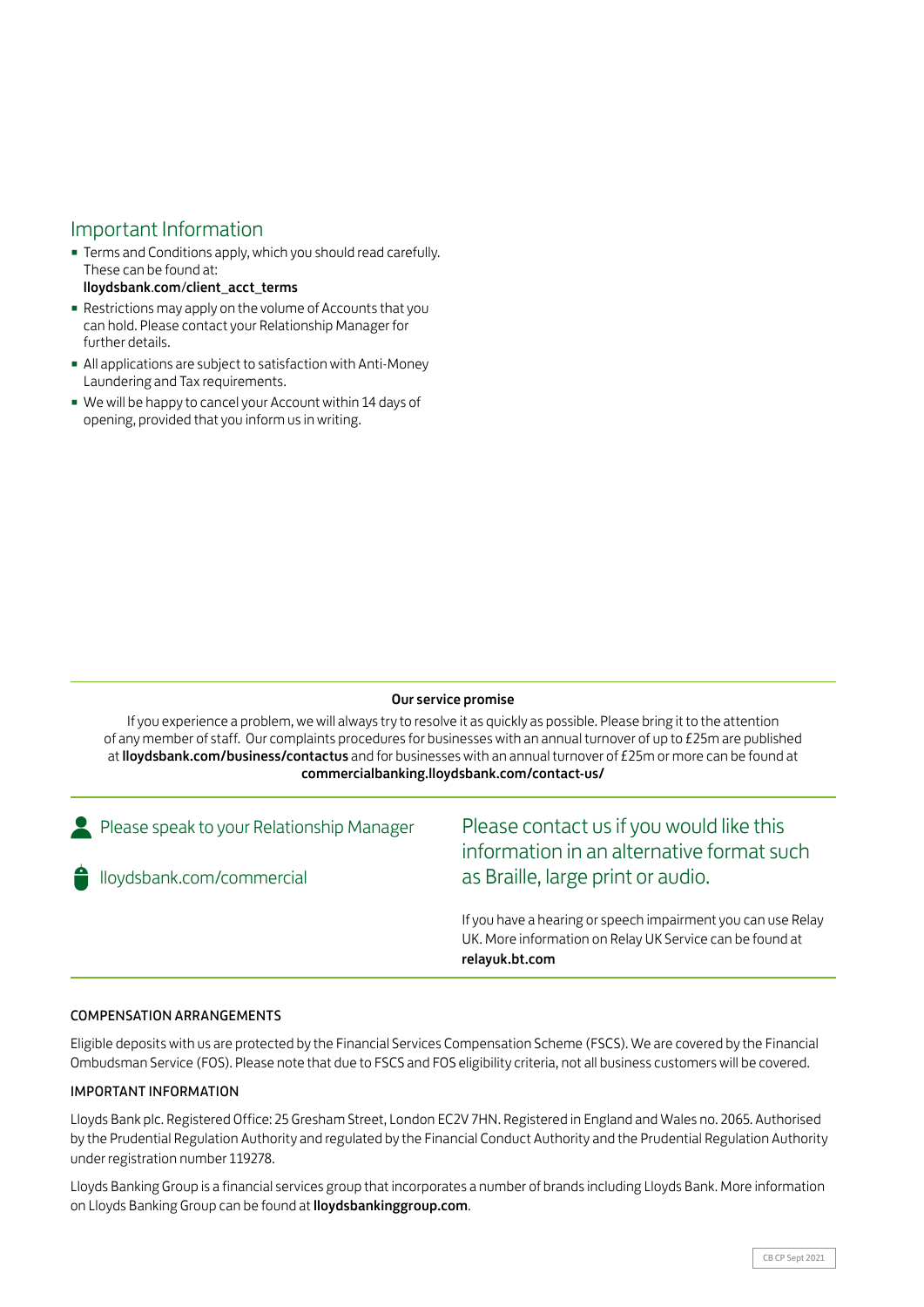## Important Information

- Terms and Conditions apply, which you should read carefully. These can be found at: **lloydsbank.com/client_acct_terms**
- Restrictions may apply on the volume of Accounts that you can hold. Please contact your Relationship Manager for further details.
- All applications are subject to satisfaction with Anti-Money Laundering and Tax requirements.
- We will be happy to cancel your Account within 14 days of opening, provided that you inform us in writing.

**Our service promise**

If you experience a problem, we will always try to resolve it as quickly as possible. Please bring it to the attention of any member of staff. Our complaints procedures for businesses with an annual turnover of up to £25m are published at **lloydsbank.com/business/contactus** and for businesses with an annual turnover of £25m or more can be found at **commercialbanking.lloydsbank.com/contact-us/**

Please speak to your Relationship Manager

lloydsbank.com/commercial

Please contact us if you would like this information in an alternative format such as Braille, large print or audio.

If you have a hearing or speech impairment you can use Relay UK. More information on Relay UK Service can be found at **relayuk.bt.com**

### COMPENSATION ARRANGEMENTS

Eligible deposits with us are protected by the Financial Services Compensation Scheme (FSCS). We are covered by the Financial Ombudsman Service (FOS). Please note that due to FSCS and FOS eligibility criteria, not all business customers will be covered.

### IMPORTANT INFORMATION

Lloyds Bank plc. Registered Office: 25 Gresham Street, London EC2V 7HN. Registered in England and Wales no. 2065. Authorised by the Prudential Regulation Authority and regulated by the Financial Conduct Authority and the Prudential Regulation Authority under registration number 119278.

Lloyds Banking Group is a financial services group that incorporates a number of brands including Lloyds Bank. More information on Lloyds Banking Group can be found at **lloydsbankinggroup.com**.

CB CP Sept 2021